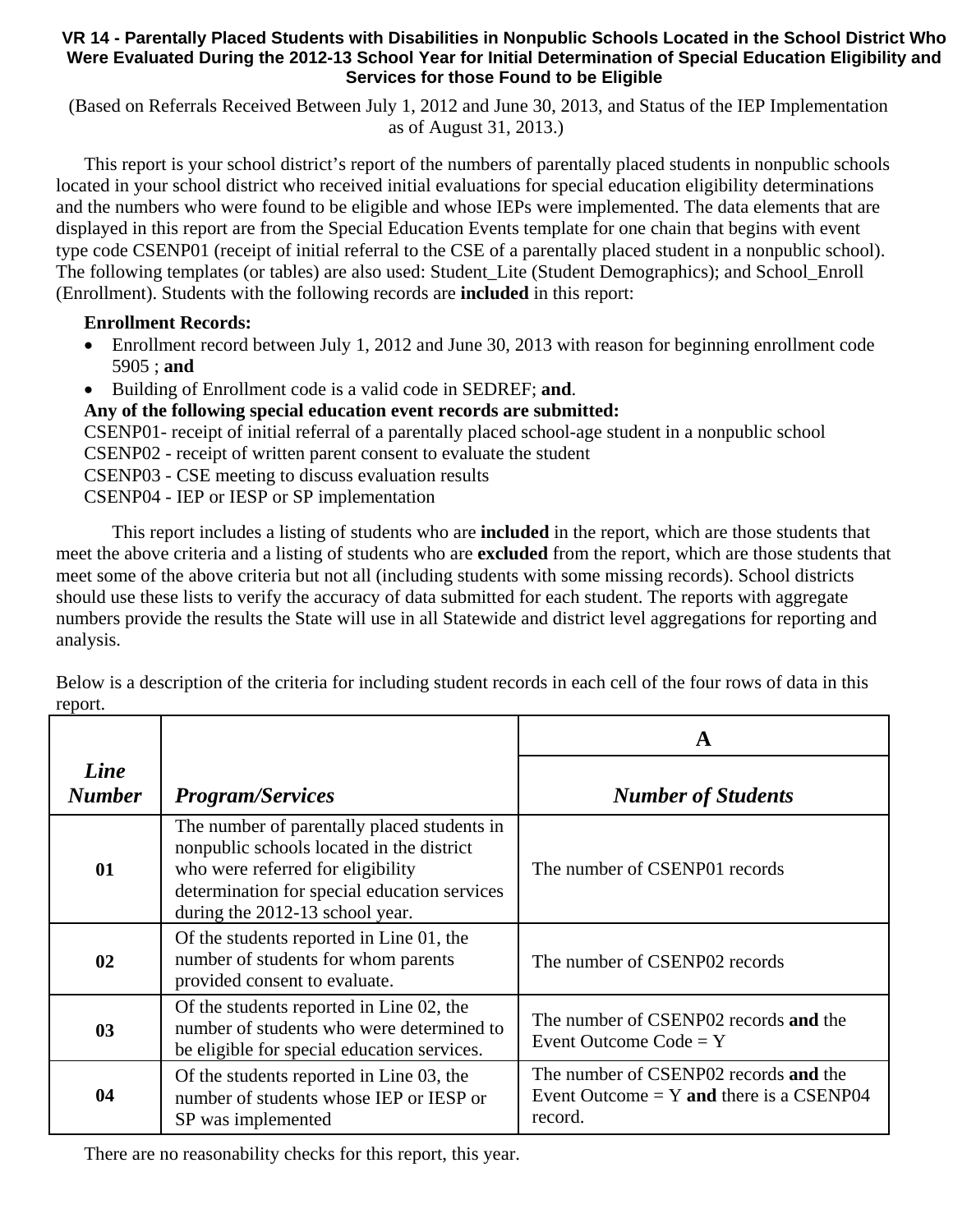### VR 14 - Parentally Placed Students with Disabilities in Nonpublic Schools Located in the School District Who Were Evaluated During the 2012-13 School Year for Initial Determination of Special Education Eligibility and Services for those Found to be Eligible

(Based on Referrals Received Between July 1, 2012 and June 30, 2013, and Status of the IEP Implementation as of August 31, 2013.)

This report is your school district's report of the numbers of parentally placed students in nonpublic schools located in your school district who received initial evaluations for special education eligibility determinations and the numbers who were found to be eligible and whose IEPs were implemented. The data elements that are displayed in this report are from the Special Education Events template for one chain that begins with event type code CSENP01 (receipt of initial referral to the CSE of a parentally placed student in a nonpublic school). The following templates (or tables) are also used: Student_Lite (Student Demographics); and School_Enroll (Enrollment). Students with the following records are **included** in this report:

**Enrollment Records:**

- Enrollment record between July 1, 2012 and June 30, 2013 with reason for beginning enrollment code 5905 ; **and**
- Building of Enrollment code is a valid code in SEDREF; **and**.

**Any of the following special education event records are submitted:**

CSENP01- receipt of initial referral of a parentally placed school-age student in a nonpublic school
CSENP02 - receipt of written parent consent to evaluate the student
CSENP03 - CSE meeting to discuss evaluation results
CSENP04 - IEP or IESP or SP implementation

This report includes a listing of students who are **included** in the report, which are those students that meet the above criteria and a listing of students who are **excluded** from the report, which are those students that meet some of the above criteria but not all (including students with some missing records). School districts should use these lists to verify the accuracy of data submitted for each student. The reports with aggregate numbers provide the results the State will use in all Statewide and district level aggregations for reporting and analysis.

Below is a description of the criteria for including student records in each cell of the four rows of data in this report.

| *Line Number* | *Program/Services* | **A** |
|---|---|---|
| | | ***Number of Students*** |
| **01** | The number of parentally placed students in nonpublic schools located in the district who were referred for eligibility determination for special education services during the 2012-13 school year. | The number of CSENP01 records |
| **02** | Of the students reported in Line 01, the number of students for whom parents provided consent to evaluate. | The number of CSENP02 records |
| **03** | Of the students reported in Line 02, the number of students who were determined to be eligible for special education services. | The number of CSENP02 records **and** the Event Outcome Code = Y |
| **04** | Of the students reported in Line 03, the number of students whose IEP or IESP or SP was implemented | The number of CSENP02 records **and** the Event Outcome = Y **and** there is a CSENP04 record. |

There are no reasonability checks for this report, this year.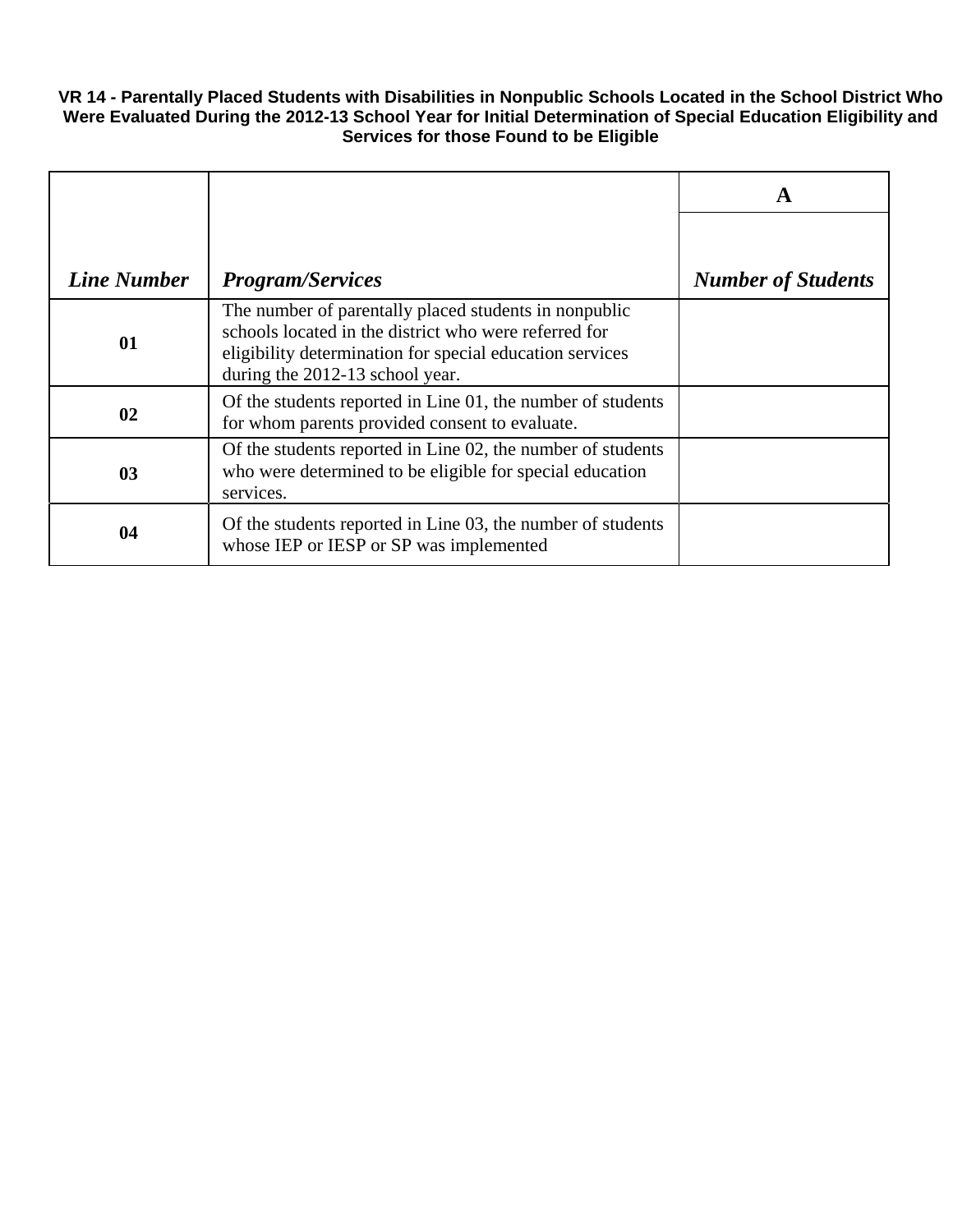**VR 14 - Parentally Placed Students with Disabilities in Nonpublic Schools Located in the School District Who Were Evaluated During the 2012-13 School Year for Initial Determination of Special Education Eligibility and Services for those Found to be Eligible**

| | | A |
|---|---|---|
| ***Line Number*** | ***Program/Services*** | ***Number of Students*** |
| **01** | The number of parentally placed students in nonpublic schools located in the district who were referred for eligibility determination for special education services during the 2012-13 school year. | |
| **02** | Of the students reported in Line 01, the number of students for whom parents provided consent to evaluate. | |
| **03** | Of the students reported in Line 02, the number of students who were determined to be eligible for special education services. | |
| **04** | Of the students reported in Line 03, the number of students whose IEP or IESP or SP was implemented | |